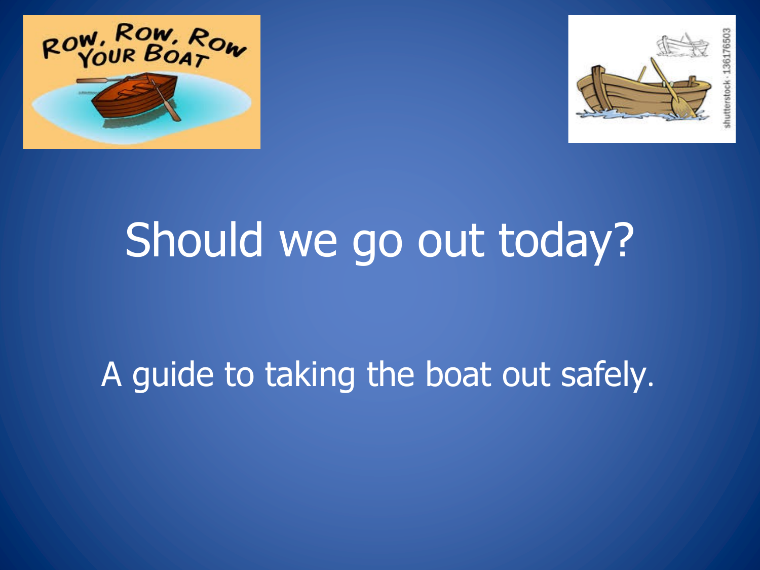# Should we go out today?

A guide to taking the boat out safely.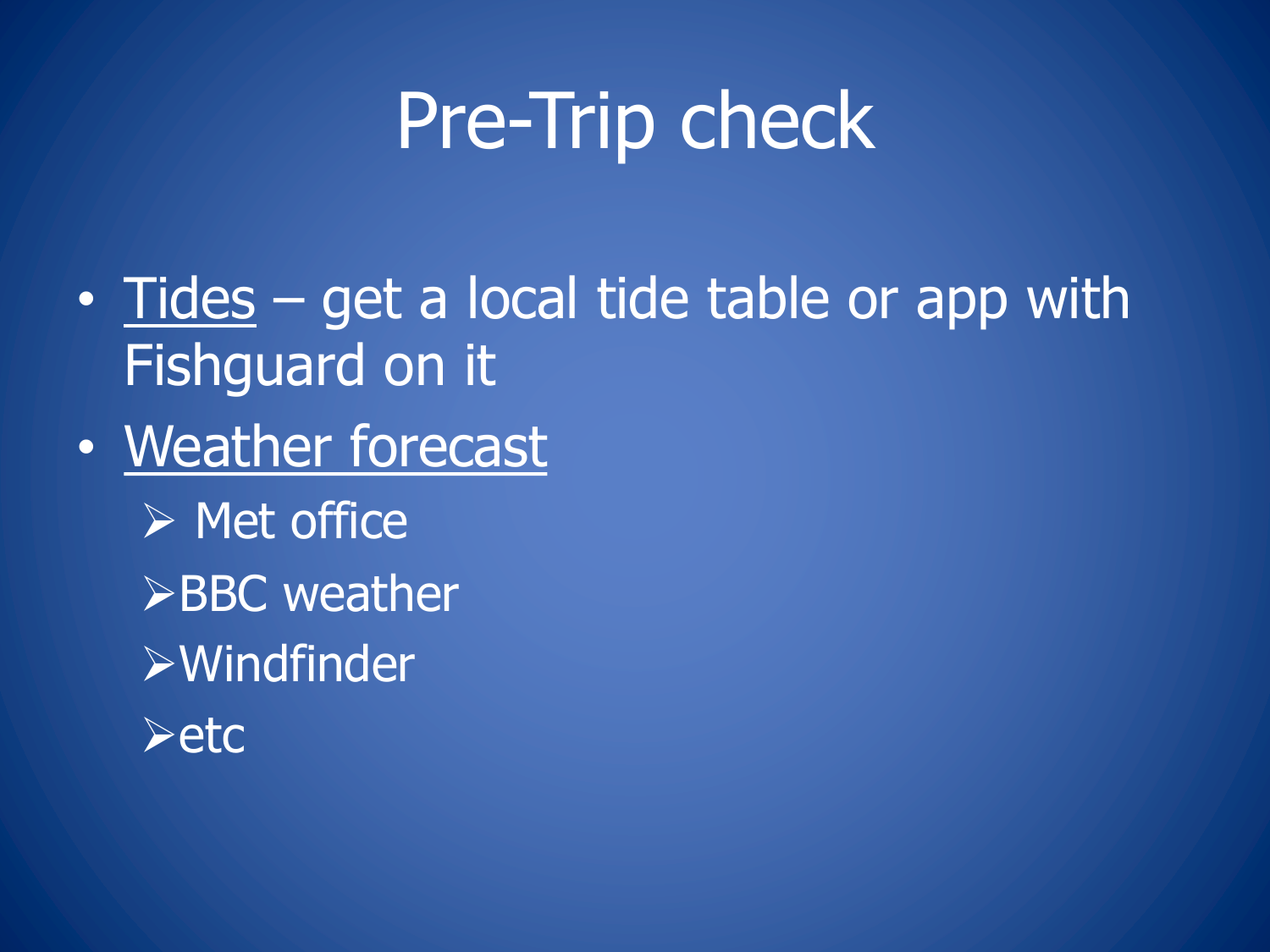# Pre-Trip check

- Tides – get a local tide table or app with Fishguard on it
- Weather forecast
  - Met office
  - BBC weather
  - Windfinder
  - etc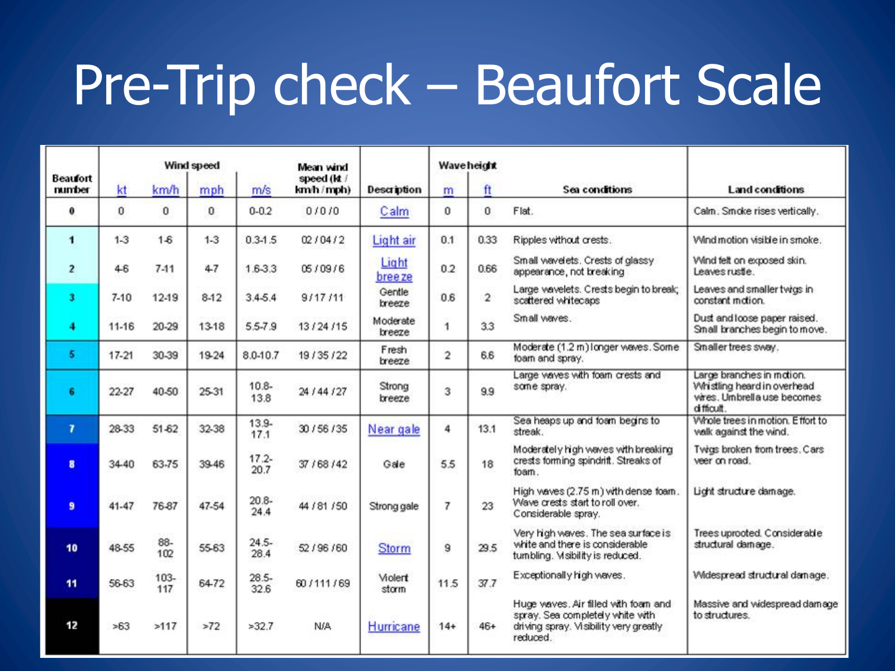# Pre-Trip check – Beaufort Scale

| Beaufort number | Wind speed | | | | Mean wind speed (kt / km/h / mph) | Description | Wave height | | Sea conditions | Land conditions |
|---|---|---|---|---|---|---|---|---|---|---|
| | kt | km/h | mph | m/s | | | m | ft | | |
| 0 | 0 | 0 | 0 | 0-0.2 | 0 / 0 / 0 | Calm | 0 | 0 | Flat. | Calm. Smoke rises vertically. |
| 1 | 1-3 | 1-6 | 1-3 | 0.3-1.5 | 02 / 04 / 2 | Light air | 0.1 | 0.33 | Ripples without crests. | Wind motion visible in smoke. |
| 2 | 4-6 | 7-11 | 4-7 | 1.6-3.3 | 05 / 09 / 6 | Light breeze | 0.2 | 0.66 | Small wavelets. Crests of glassy appearance, not breaking | Wind felt on exposed skin. Leaves rustle. |
| 3 | 7-10 | 12-19 | 8-12 | 3.4-5.4 | 9 / 17 / 11 | Gentle breeze | 0.6 | 2 | Large wavelets. Crests begin to break; scattered whitecaps | Leaves and smaller twigs in constant motion. |
| 4 | 11-16 | 20-29 | 13-18 | 5.5-7.9 | 13 / 24 / 15 | Moderate breeze | 1 | 3.3 | Small waves. | Dust and loose paper raised. Small branches begin to move. |
| 5 | 17-21 | 30-39 | 19-24 | 8.0-10.7 | 19 / 35 / 22 | Fresh breeze | 2 | 6.6 | Moderate (1.2 m) longer waves. Some foam and spray. | Smaller trees sway. |
| 6 | 22-27 | 40-50 | 25-31 | 10.8-13.8 | 24 / 44 / 27 | Strong breeze | 3 | 9.9 | Large waves with foam crests and some spray. | Large branches in motion. Whistling heard in overhead wires. Umbrella use becomes difficult. |
| 7 | 28-33 | 51-62 | 32-38 | 13.9-17.1 | 30 / 56 / 35 | Near gale | 4 | 13.1 | Sea heaps up and foam begins to streak. | Whole trees in motion. Effort to walk against the wind. |
| 8 | 34-40 | 63-75 | 39-46 | 17.2-20.7 | 37 / 68 / 42 | Gale | 5.5 | 18 | Moderately high waves with breaking crests forming spindrift. Streaks of foam. | Twigs broken from trees. Cars veer on road. |
| 9 | 41-47 | 76-87 | 47-54 | 20.8-24.4 | 44 / 81 / 50 | Strong gale | 7 | 23 | High waves (2.75 m) with dense foam. Wave crests start to roll over. Considerable spray. | Light structure damage. |
| 10 | 48-55 | 88-102 | 55-63 | 24.5-28.4 | 52 / 96 / 60 | Storm | 9 | 29.5 | Very high waves. The sea surface is white and there is considerable tumbling. Visibility is reduced. | Trees uprooted. Considerable structural damage. |
| 11 | 56-63 | 103-117 | 64-72 | 28.5-32.6 | 60 / 111 / 69 | Violent storm | 11.5 | 37.7 | Exceptionally high waves. | Widespread structural damage. |
| 12 | >63 | >117 | >72 | >32.7 | N/A | Hurricane | 14+ | 46+ | Huge waves. Air filled with foam and spray. Sea completely white with driving spray. Visibility very greatly reduced. | Massive and widespread damage to structures. |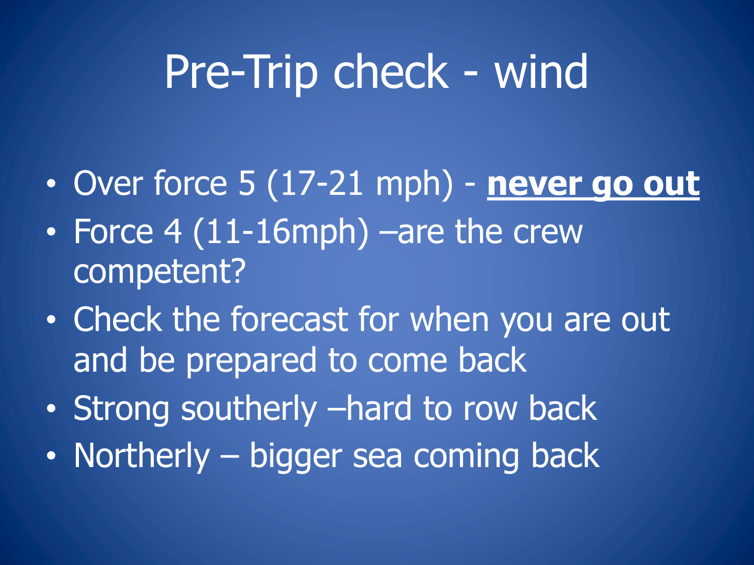# Pre-Trip check - wind

- Over force 5 (17-21 mph) - **never go out**
- Force 4 (11-16mph) –are the crew competent?
- Check the forecast for when you are out and be prepared to come back
- Strong southerly –hard to row back
- Northerly – bigger sea coming back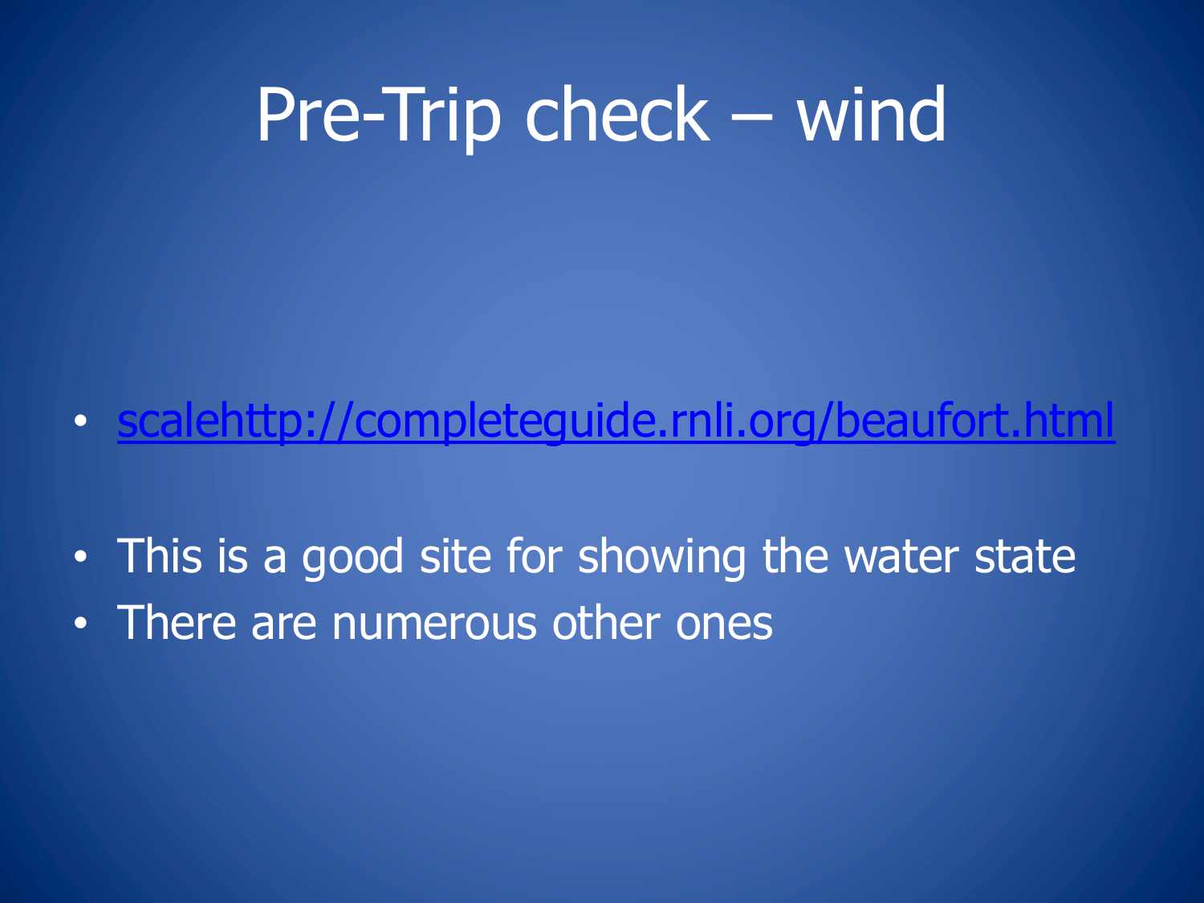# Pre-Trip check – wind

- scalehttp://completeguide.rnli.org/beaufort.html

- This is a good site for showing the water state
- There are numerous other ones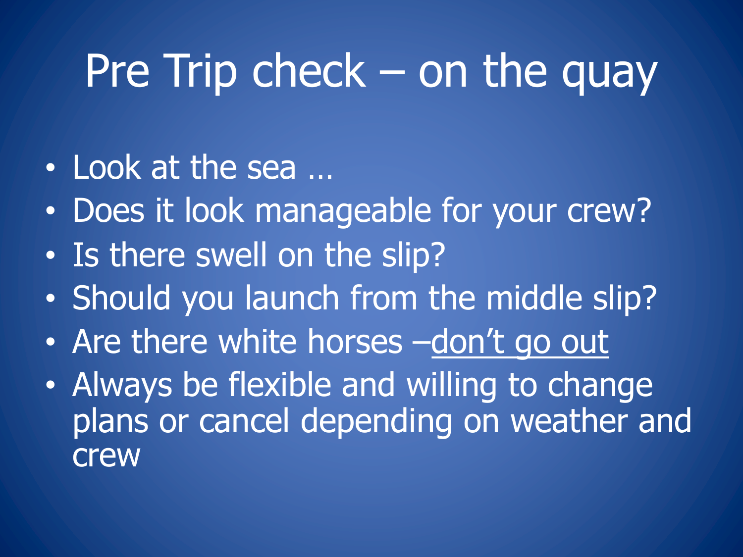# Pre Trip check – on the quay

- Look at the sea …
- Does it look manageable for your crew?
- Is there swell on the slip?
- Should you launch from the middle slip?
- Are there white horses –<u>don't go out</u>
- Always be flexible and willing to change plans or cancel depending on weather and crew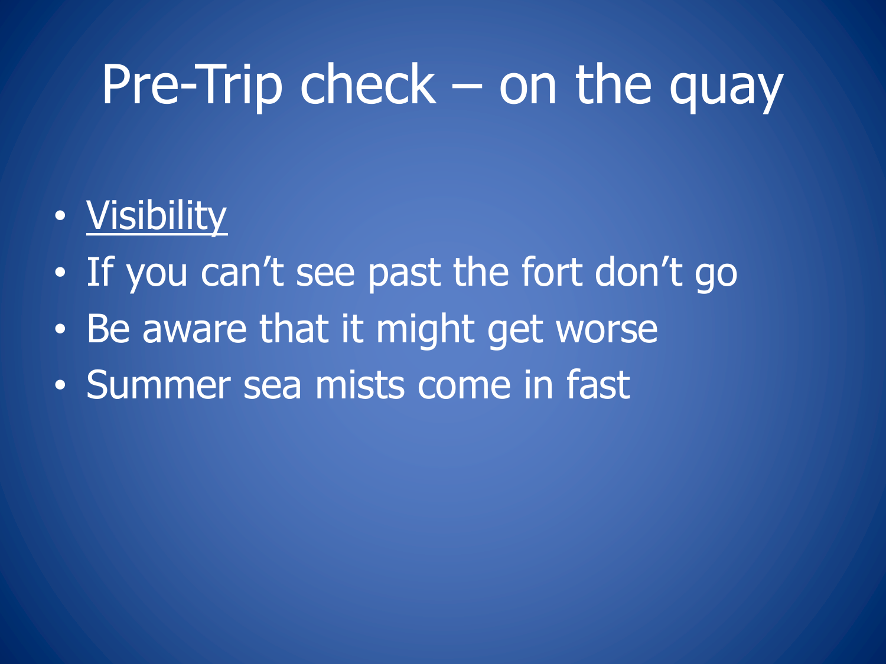# Pre-Trip check – on the quay

- <u>Visibility</u>
- If you can't see past the fort don't go
- Be aware that it might get worse
- Summer sea mists come in fast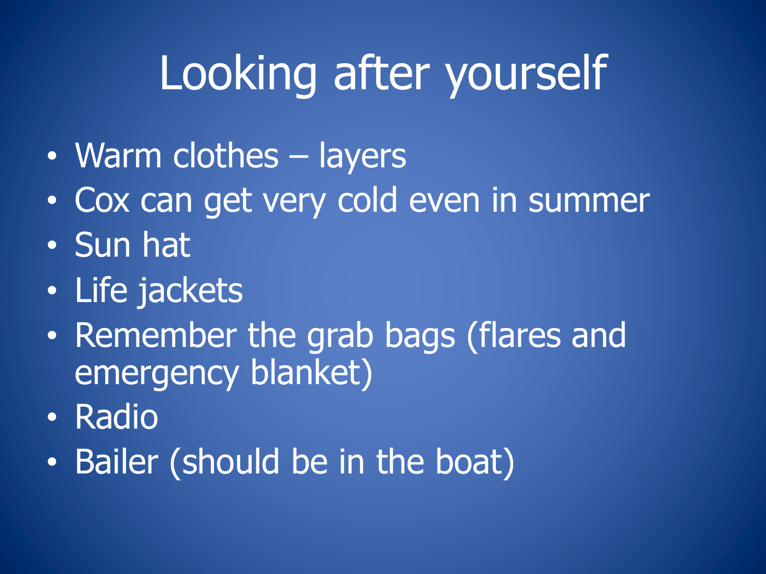# Looking after yourself

- Warm clothes – layers
- Cox can get very cold even in summer
- Sun hat
- Life jackets
- Remember the grab bags (flares and emergency blanket)
- Radio
- Bailer (should be in the boat)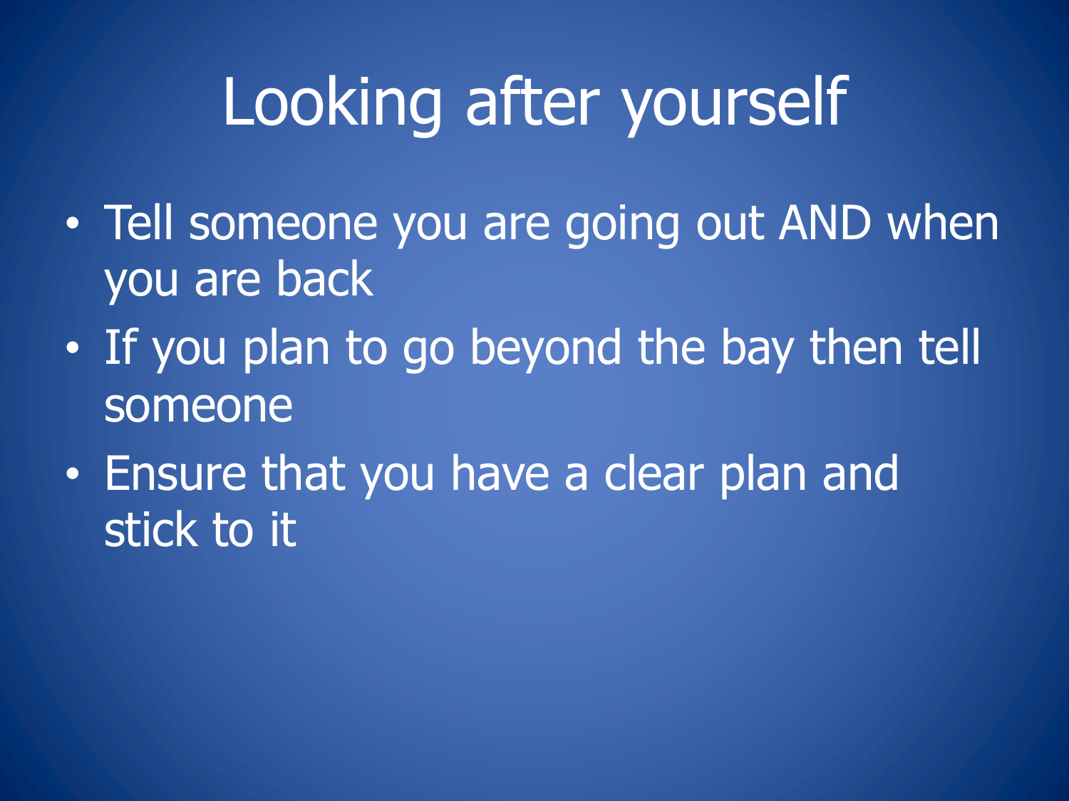# Looking after yourself

- Tell someone you are going out AND when you are back
- If you plan to go beyond the bay then tell someone
- Ensure that you have a clear plan and stick to it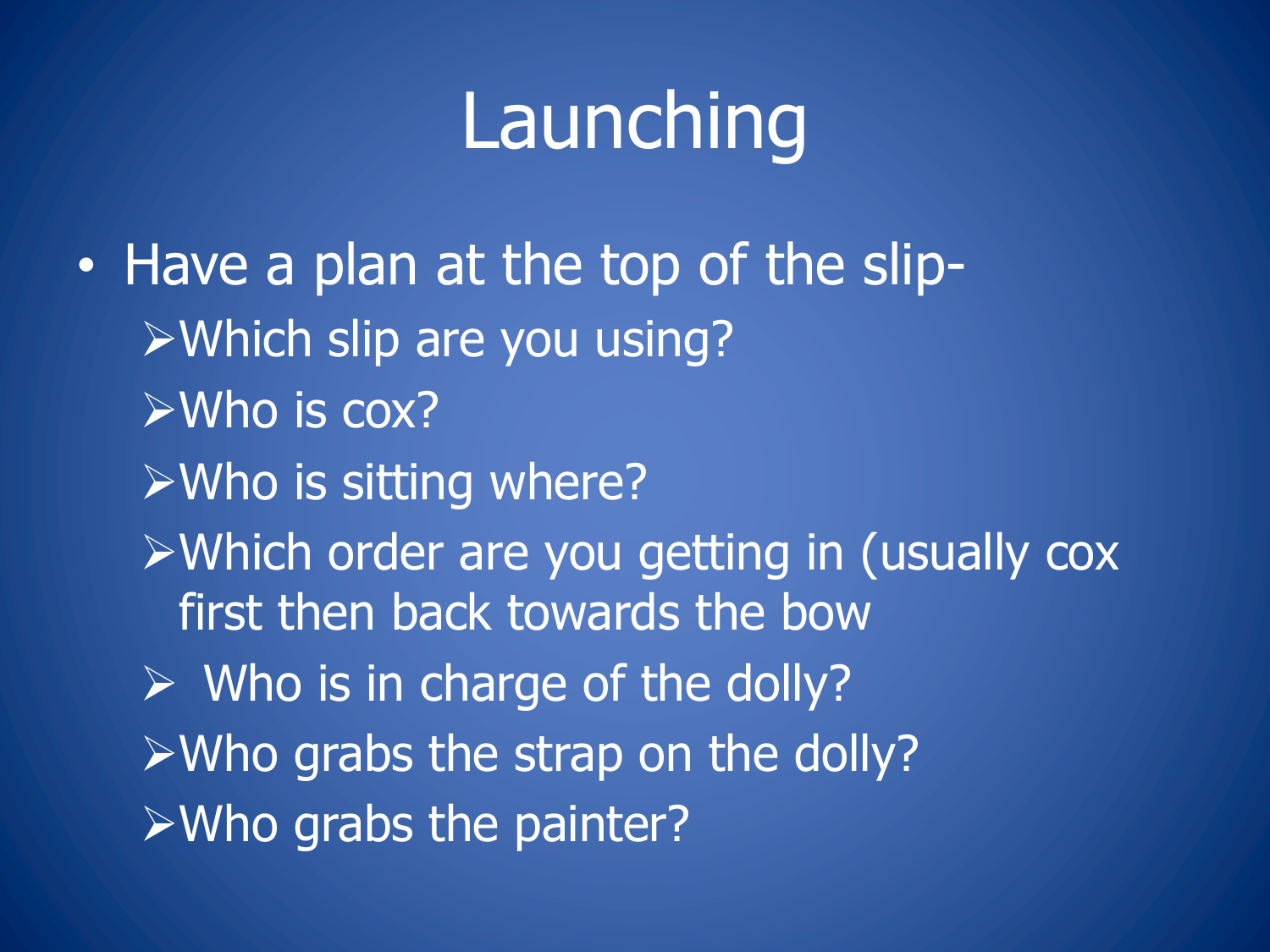# Launching

- Have a plan at the top of the slip-
  - Which slip are you using?
  - Who is cox?
  - Who is sitting where?
  - Which order are you getting in (usually cox first then back towards the bow
  - Who is in charge of the dolly?
  - Who grabs the strap on the dolly?
  - Who grabs the painter?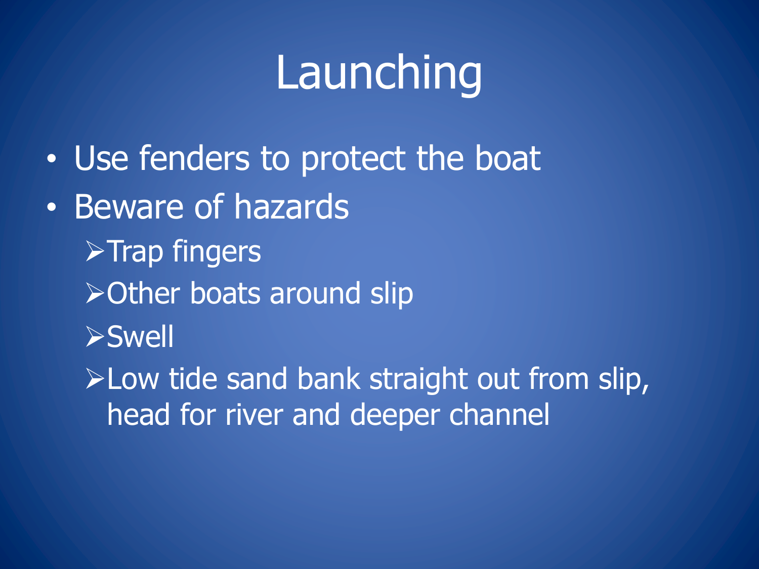# Launching

- Use fenders to protect the boat
- Beware of hazards
  - Trap fingers
  - Other boats around slip
  - Swell
  - Low tide sand bank straight out from slip, head for river and deeper channel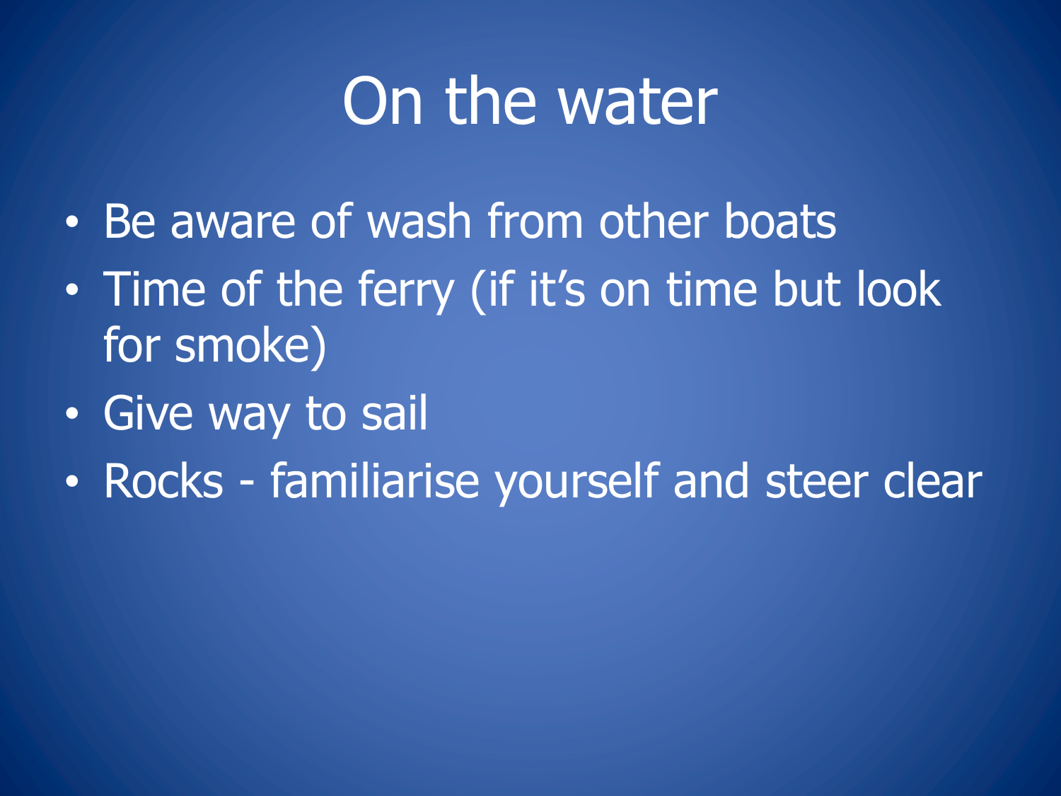# On the water

- Be aware of wash from other boats
- Time of the ferry (if it’s on time but look for smoke)
- Give way to sail
- Rocks - familiarise yourself and steer clear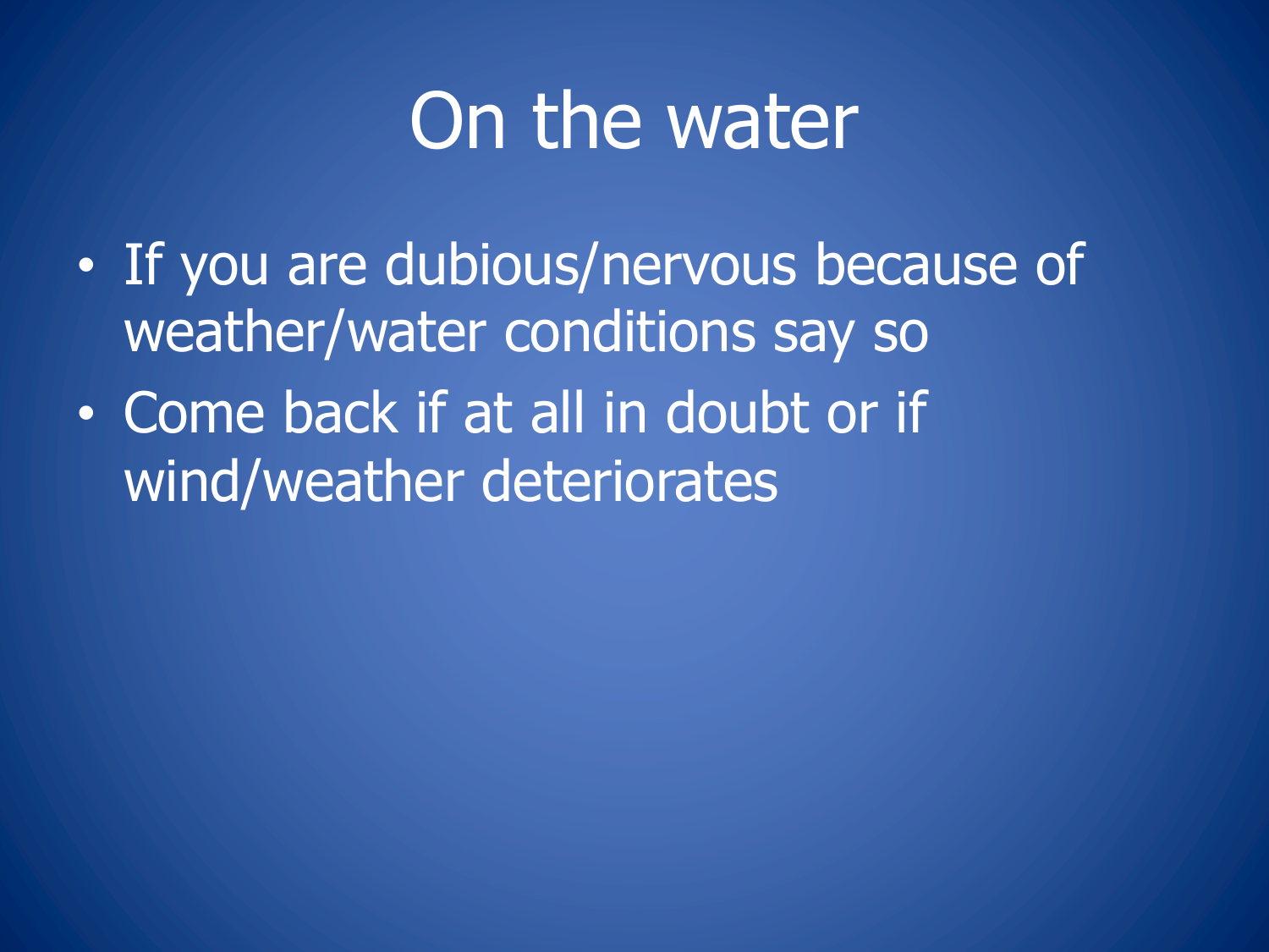# On the water

- If you are dubious/nervous because of weather/water conditions say so
- Come back if at all in doubt or if wind/weather deteriorates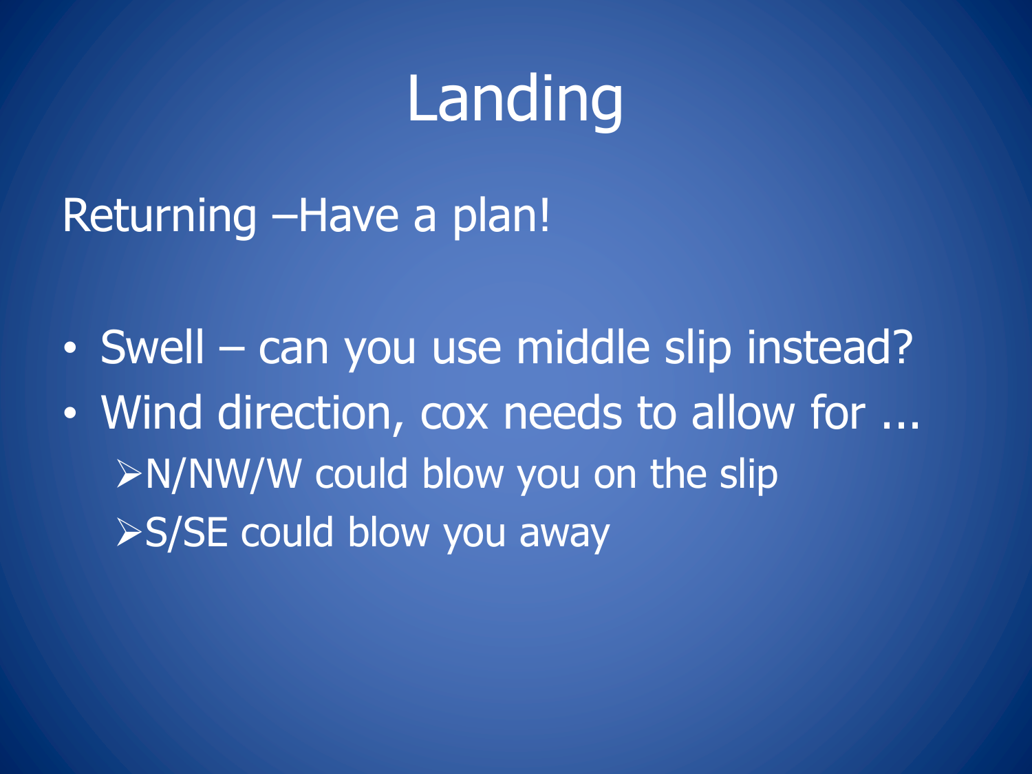# Landing

Returning –Have a plan!

- Swell – can you use middle slip instead?
- Wind direction, cox needs to allow for ...
  - N/NW/W could blow you on the slip
  - S/SE could blow you away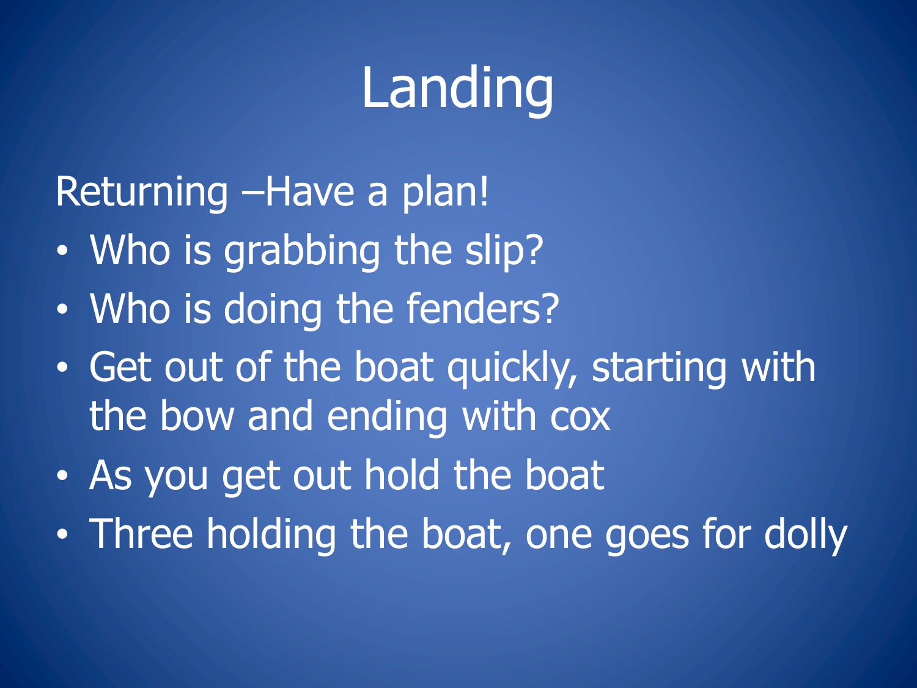# Landing

Returning –Have a plan!

- Who is grabbing the slip?
- Who is doing the fenders?
- Get out of the boat quickly, starting with the bow and ending with cox
- As you get out hold the boat
- Three holding the boat, one goes for dolly